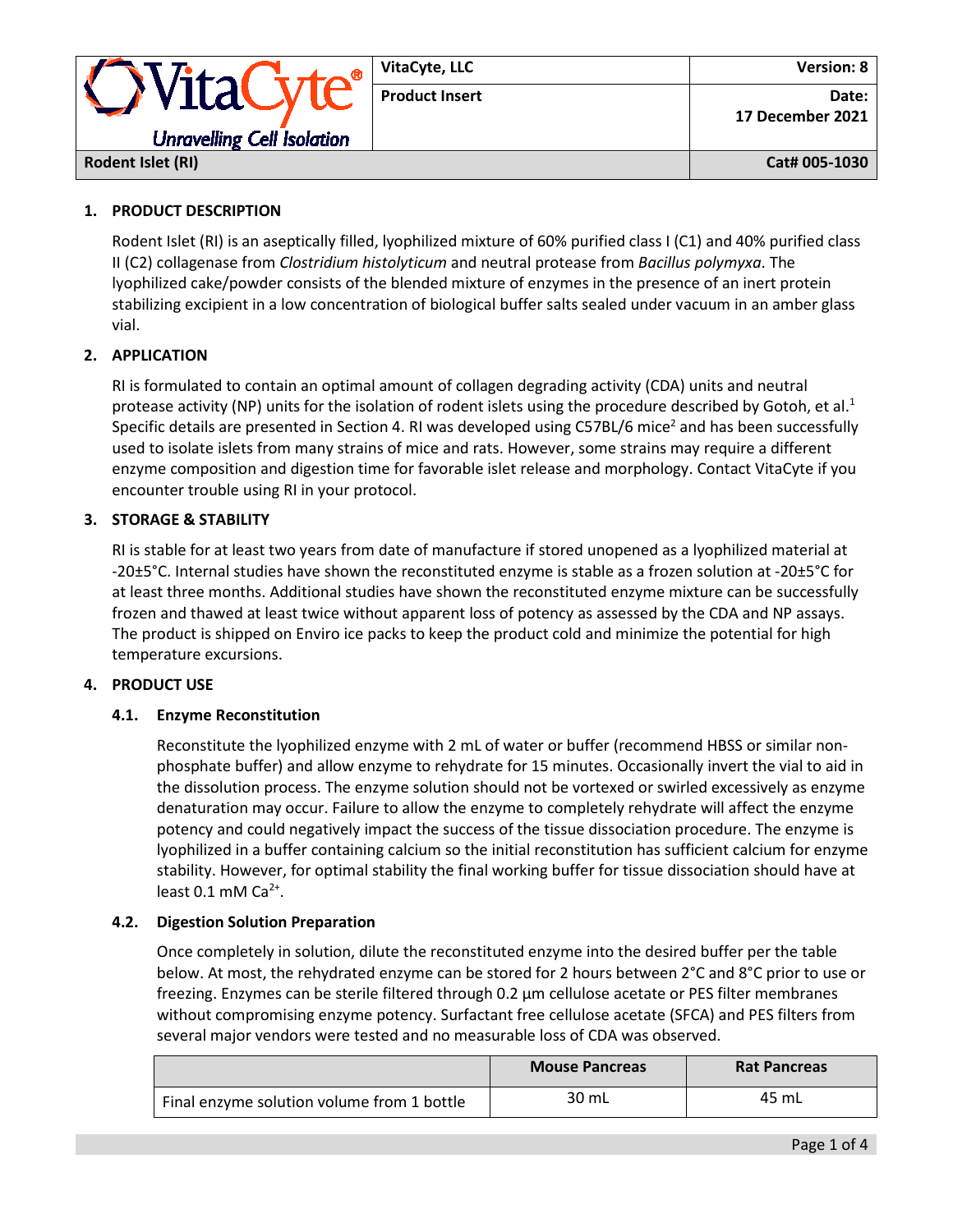| VitaCyte® Unravelling Cell Isolation | VitaCyte, LLC | Version: 8 |
| --- | --- | --- |
| | Product Insert | Date: 17 December 2021 |
| Rodent Islet (RI) | | Cat# 005-1030 |

## 1. PRODUCT DESCRIPTION

Rodent Islet (RI) is an aseptically filled, lyophilized mixture of 60% purified class I (C1) and 40% purified class II (C2) collagenase from *Clostridium histolyticum* and neutral protease from *Bacillus polymyxa*. The lyophilized cake/powder consists of the blended mixture of enzymes in the presence of an inert protein stabilizing excipient in a low concentration of biological buffer salts sealed under vacuum in an amber glass vial.

## 2. APPLICATION

RI is formulated to contain an optimal amount of collagen degrading activity (CDA) units and neutral protease activity (NP) units for the isolation of rodent islets using the procedure described by Gotoh, et al.[1] Specific details are presented in Section 4. RI was developed using C57BL/6 mice[2] and has been successfully used to isolate islets from many strains of mice and rats. However, some strains may require a different enzyme composition and digestion time for favorable islet release and morphology. Contact VitaCyte if you encounter trouble using RI in your protocol.

## 3. STORAGE & STABILITY

RI is stable for at least two years from date of manufacture if stored unopened as a lyophilized material at -20±5°C. Internal studies have shown the reconstituted enzyme is stable as a frozen solution at -20±5°C for at least three months. Additional studies have shown the reconstituted enzyme mixture can be successfully frozen and thawed at least twice without apparent loss of potency as assessed by the CDA and NP assays. The product is shipped on Enviro ice packs to keep the product cold and minimize the potential for high temperature excursions.

## 4. PRODUCT USE

### 4.1. Enzyme Reconstitution

Reconstitute the lyophilized enzyme with 2 mL of water or buffer (recommend HBSS or similar non-phosphate buffer) and allow enzyme to rehydrate for 15 minutes. Occasionally invert the vial to aid in the dissolution process. The enzyme solution should not be vortexed or swirled excessively as enzyme denaturation may occur. Failure to allow the enzyme to completely rehydrate will affect the enzyme potency and could negatively impact the success of the tissue dissociation procedure. The enzyme is lyophilized in a buffer containing calcium so the initial reconstitution has sufficient calcium for enzyme stability. However, for optimal stability the final working buffer for tissue dissociation should have at least 0.1 mM $Ca^{2+}$.

### 4.2. Digestion Solution Preparation

Once completely in solution, dilute the reconstituted enzyme into the desired buffer per the table below. At most, the rehydrated enzyme can be stored for 2 hours between 2°C and 8°C prior to use or freezing. Enzymes can be sterile filtered through 0.2 µm cellulose acetate or PES filter membranes without compromising enzyme potency. Surfactant free cellulose acetate (SFCA) and PES filters from several major vendors were tested and no measurable loss of CDA was observed.

| | Mouse Pancreas | Rat Pancreas |
| --- | --- | --- |
| Final enzyme solution volume from 1 bottle | 30 mL | 45 mL |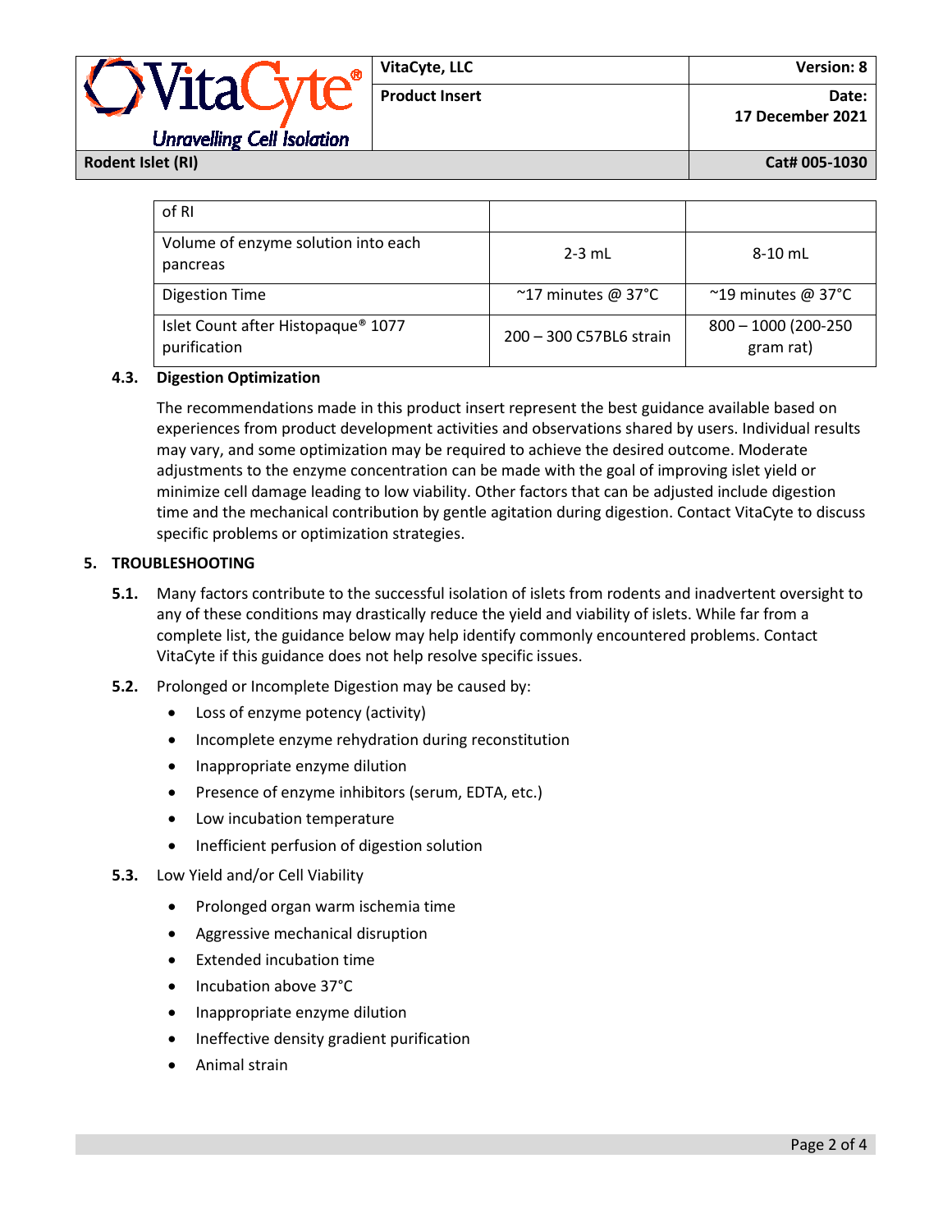| of RI | | |
|---|---|---|
| Volume of enzyme solution into each pancreas | 2-3 mL | 8-10 mL |
| Digestion Time | ~17 minutes @ 37°C | ~19 minutes @ 37°C |
| Islet Count after Histopaque® 1077 purification | 200 – 300 C57BL6 strain | 800 – 1000 (200-250 gram rat) |

### 4.3. Digestion Optimization

The recommendations made in this product insert represent the best guidance available based on experiences from product development activities and observations shared by users. Individual results may vary, and some optimization may be required to achieve the desired outcome. Moderate adjustments to the enzyme concentration can be made with the goal of improving islet yield or minimize cell damage leading to low viability. Other factors that can be adjusted include digestion time and the mechanical contribution by gentle agitation during digestion. Contact VitaCyte to discuss specific problems or optimization strategies.

## 5. TROUBLESHOOTING

**5.1.** Many factors contribute to the successful isolation of islets from rodents and inadvertent oversight to any of these conditions may drastically reduce the yield and viability of islets. While far from a complete list, the guidance below may help identify commonly encountered problems. Contact VitaCyte if this guidance does not help resolve specific issues.

**5.2.** Prolonged or Incomplete Digestion may be caused by:

- Loss of enzyme potency (activity)
- Incomplete enzyme rehydration during reconstitution
- Inappropriate enzyme dilution
- Presence of enzyme inhibitors (serum, EDTA, etc.)
- Low incubation temperature
- Inefficient perfusion of digestion solution

**5.3.** Low Yield and/or Cell Viability

- Prolonged organ warm ischemia time
- Aggressive mechanical disruption
- Extended incubation time
- Incubation above 37°C
- Inappropriate enzyme dilution
- Ineffective density gradient purification
- Animal strain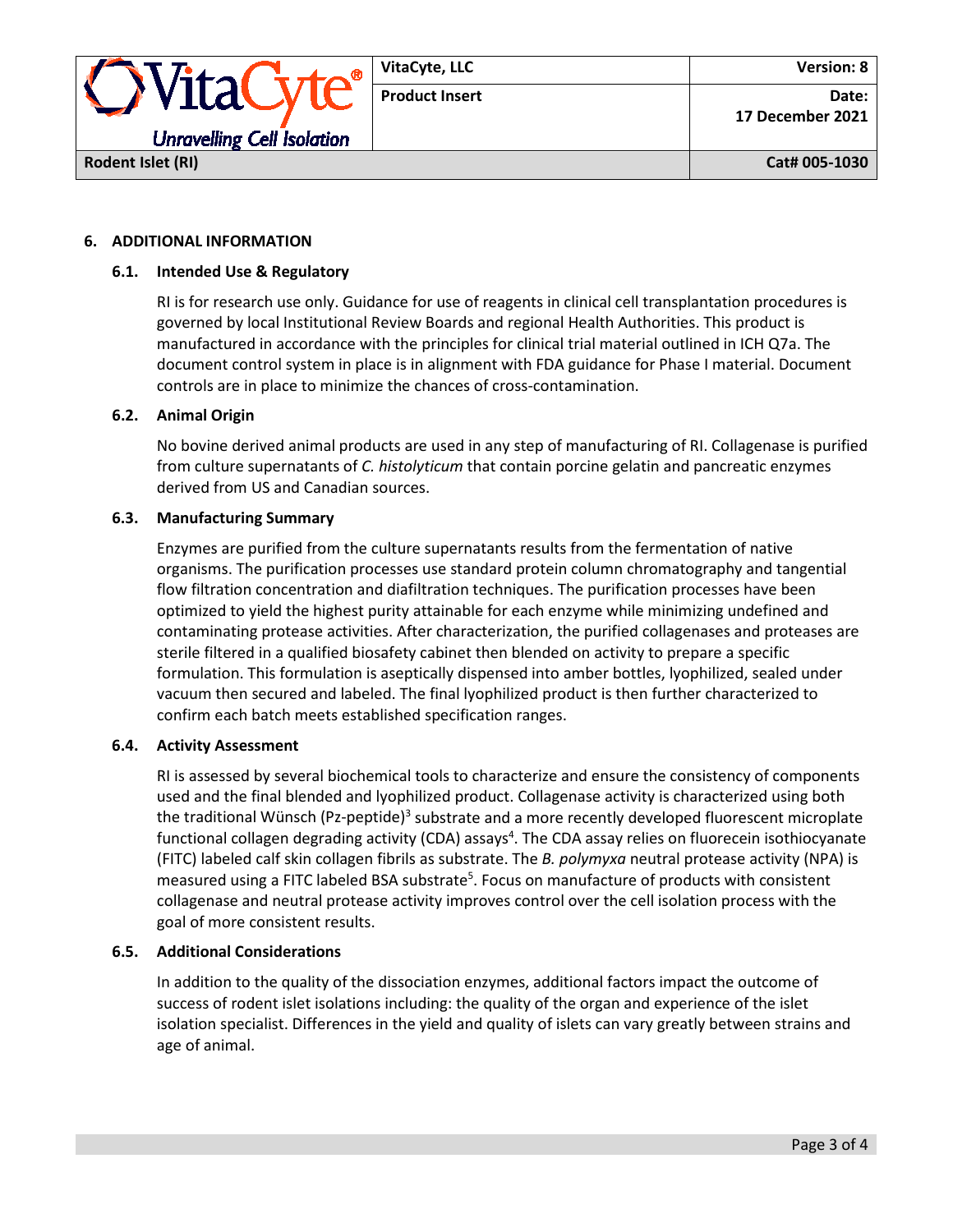## 6. ADDITIONAL INFORMATION

### 6.1. Intended Use & Regulatory

RI is for research use only. Guidance for use of reagents in clinical cell transplantation procedures is governed by local Institutional Review Boards and regional Health Authorities. This product is manufactured in accordance with the principles for clinical trial material outlined in ICH Q7a. The document control system in place is in alignment with FDA guidance for Phase I material. Document controls are in place to minimize the chances of cross-contamination.

### 6.2. Animal Origin

No bovine derived animal products are used in any step of manufacturing of RI. Collagenase is purified from culture supernatants of *C. histolyticum* that contain porcine gelatin and pancreatic enzymes derived from US and Canadian sources.

### 6.3. Manufacturing Summary

Enzymes are purified from the culture supernatants results from the fermentation of native organisms. The purification processes use standard protein column chromatography and tangential flow filtration concentration and diafiltration techniques. The purification processes have been optimized to yield the highest purity attainable for each enzyme while minimizing undefined and contaminating protease activities. After characterization, the purified collagenases and proteases are sterile filtered in a qualified biosafety cabinet then blended on activity to prepare a specific formulation. This formulation is aseptically dispensed into amber bottles, lyophilized, sealed under vacuum then secured and labeled. The final lyophilized product is then further characterized to confirm each batch meets established specification ranges.

### 6.4. Activity Assessment

RI is assessed by several biochemical tools to characterize and ensure the consistency of components used and the final blended and lyophilized product. Collagenase activity is characterized using both the traditional Wünsch (Pz-peptide)[3] substrate and a more recently developed fluorescent microplate functional collagen degrading activity (CDA) assays[4]. The CDA assay relies on fluorecein isothiocyanate (FITC) labeled calf skin collagen fibrils as substrate. The *B. polymyxa* neutral protease activity (NPA) is measured using a FITC labeled BSA substrate[5]. Focus on manufacture of products with consistent collagenase and neutral protease activity improves control over the cell isolation process with the goal of more consistent results.

### 6.5. Additional Considerations

In addition to the quality of the dissociation enzymes, additional factors impact the outcome of success of rodent islet isolations including: the quality of the organ and experience of the islet isolation specialist. Differences in the yield and quality of islets can vary greatly between strains and age of animal.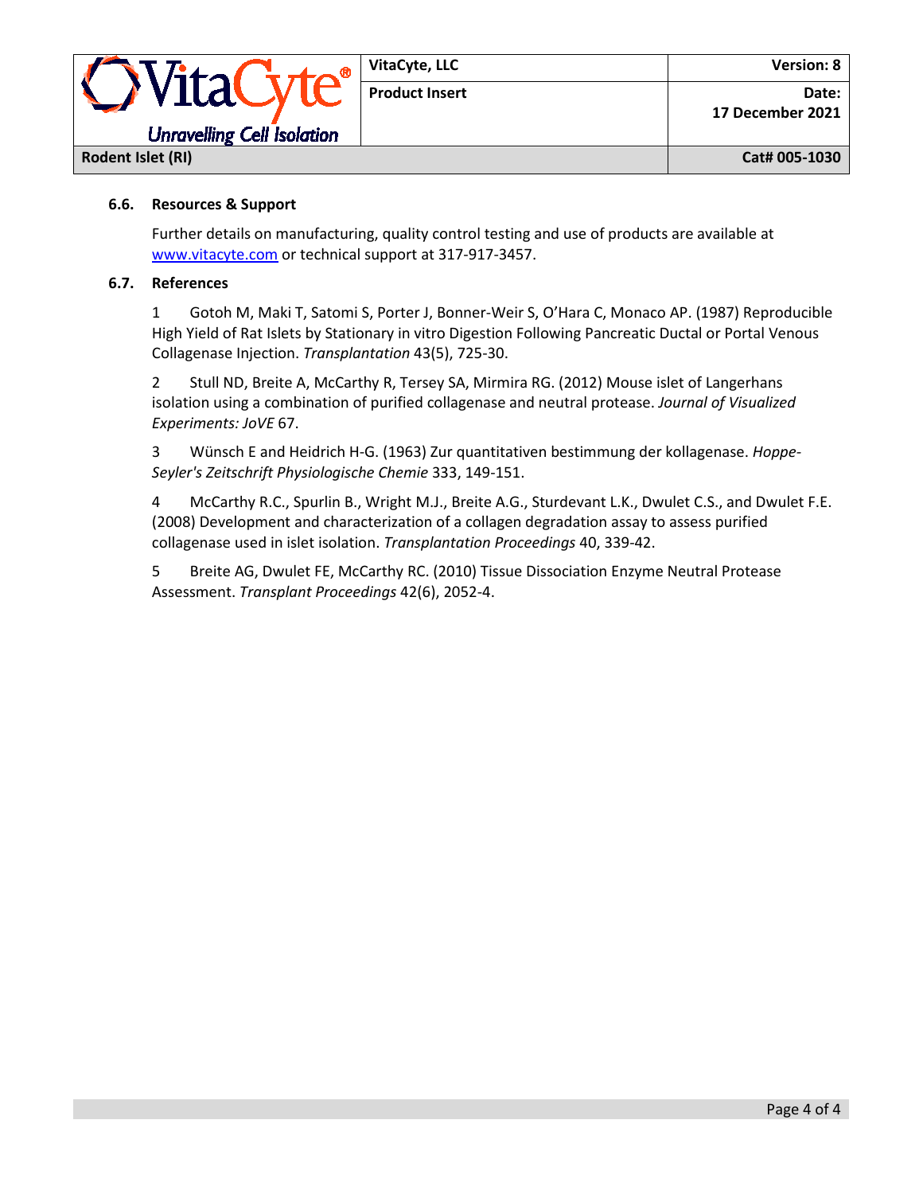### 6.6. Resources & Support

Further details on manufacturing, quality control testing and use of products are available at [www.vitacyte.com](http://www.vitacyte.com) or technical support at 317-917-3457.

### 6.7. References

1 Gotoh M, Maki T, Satomi S, Porter J, Bonner-Weir S, O'Hara C, Monaco AP. (1987) Reproducible High Yield of Rat Islets by Stationary in vitro Digestion Following Pancreatic Ductal or Portal Venous Collagenase Injection. *Transplantation* 43(5), 725-30.

2 Stull ND, Breite A, McCarthy R, Tersey SA, Mirmira RG. (2012) Mouse islet of Langerhans isolation using a combination of purified collagenase and neutral protease. *Journal of Visualized Experiments: JoVE* 67.

3 Wünsch E and Heidrich H-G. (1963) Zur quantitativen bestimmung der kollagenase. *Hoppe-Seyler's Zeitschrift Physiologische Chemie* 333, 149-151.

4 McCarthy R.C., Spurlin B., Wright M.J., Breite A.G., Sturdevant L.K., Dwulet C.S., and Dwulet F.E. (2008) Development and characterization of a collagen degradation assay to assess purified collagenase used in islet isolation. *Transplantation Proceedings* 40, 339-42.

5 Breite AG, Dwulet FE, McCarthy RC. (2010) Tissue Dissociation Enzyme Neutral Protease Assessment. *Transplant Proceedings* 42(6), 2052-4.